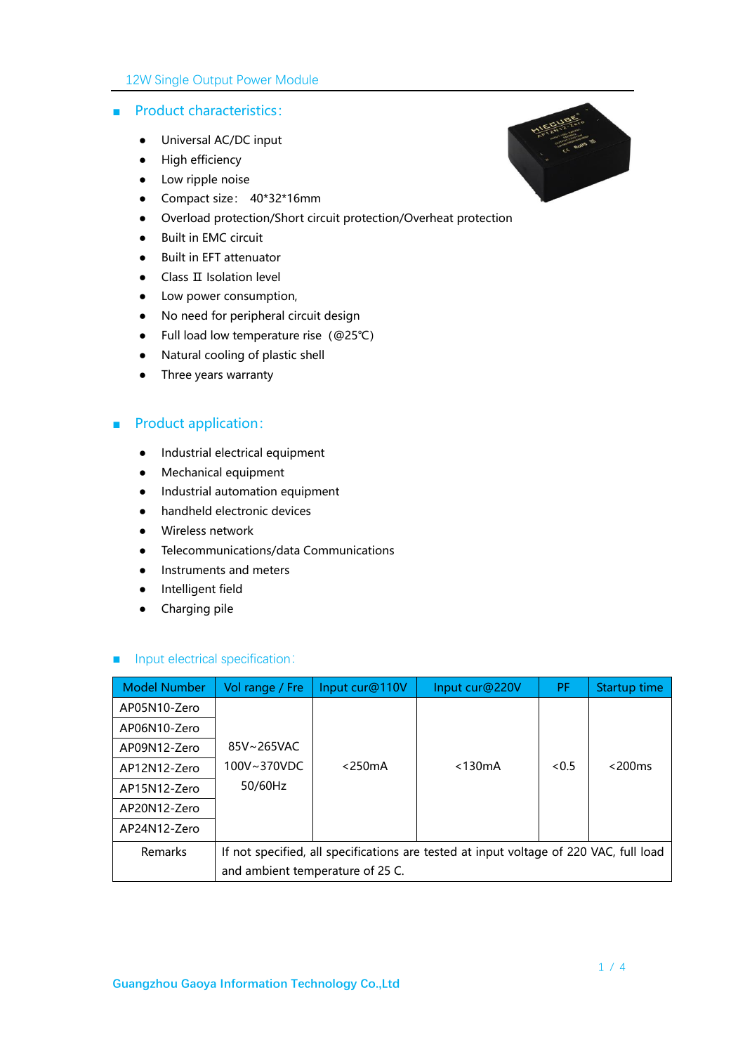12W Single Output Power Module

## Product characteristics:

- Universal AC/DC input
- High efficiency
- Low ripple noise
- Compact size: 40*32*16mm
- Overload protection/Short circuit protection/Overheat protection
- Built in EMC circuit
- Built in EFT attenuator
- Class Ⅱ Isolation level
- Low power consumption,
- No need for peripheral circuit design
- Full load low temperature rise (@25℃)
- Natural cooling of plastic shell
- Three years warranty

## Product application:

- Industrial electrical equipment
- Mechanical equipment
- Industrial automation equipment
- handheld electronic devices
- Wireless network
- Telecommunications/data Communications
- Instruments and meters
- Intelligent field
- Charging pile

## Input electrical specification:

| Model Number | Vol range / Fre | Input cur@110V | Input cur@220V | PF | Startup time |
|---|---|---|---|---|---|
| AP05N10-Zero | 85V~265VAC<br>100V~370VDC<br>50/60Hz | <250mA | <130mA | <0.5 | <200ms |
| AP06N10-Zero | | | | | |
| AP09N12-Zero | | | | | |
| AP12N12-Zero | | | | | |
| AP15N12-Zero | | | | | |
| AP20N12-Zero | | | | | |
| AP24N12-Zero | | | | | |
| Remarks | If not specified, all specifications are tested at input voltage of 220 VAC, full load and ambient temperature of 25 C. | | | | |

Guangzhou Gaoya Information Technology Co.,Ltd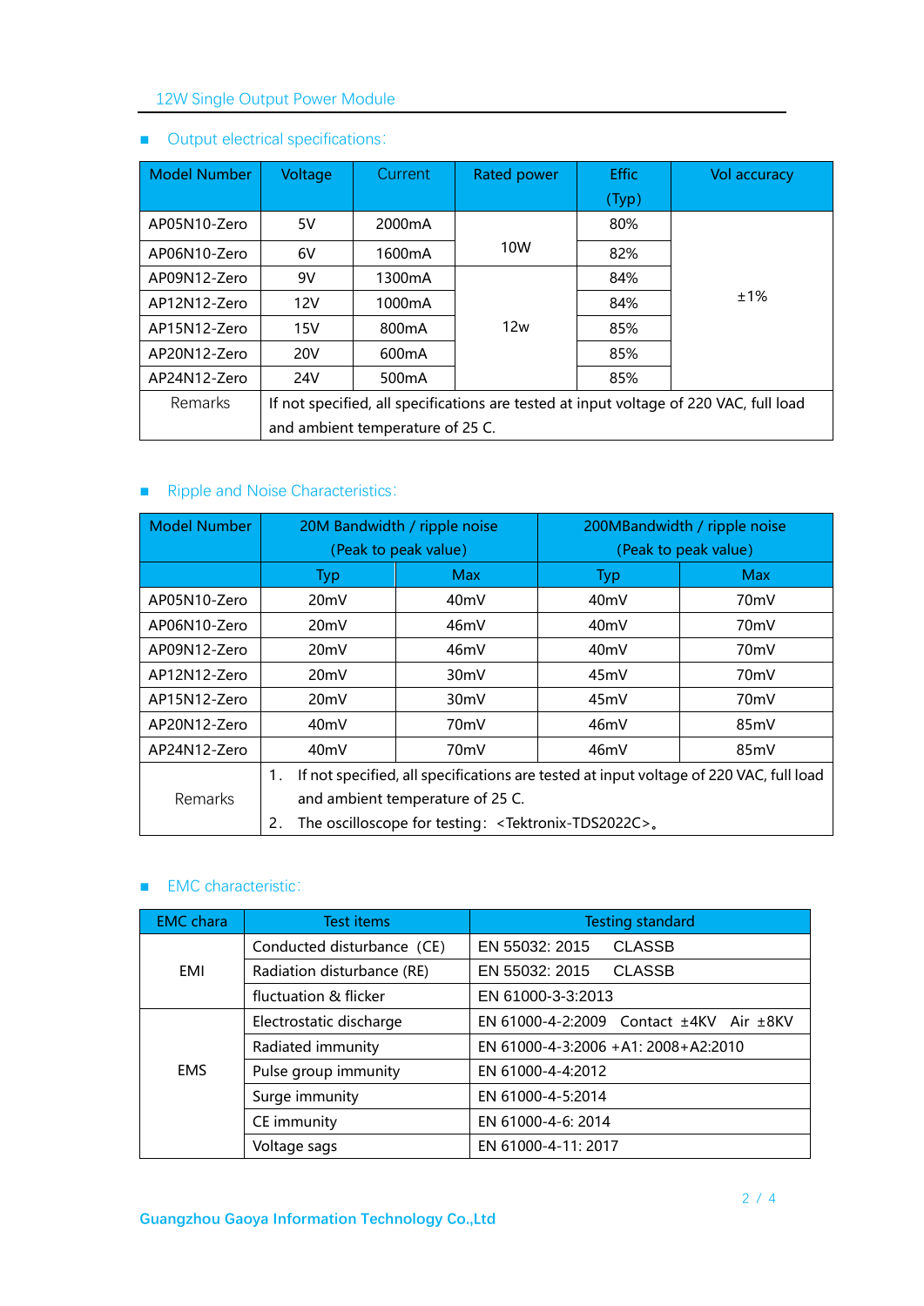## Output electrical specifications:

| Model Number | Voltage | Current | Rated power | Effic (Typ) | Vol accuracy |
|---|---|---|---|---|---|
| AP05N10-Zero | 5V | 2000mA | 10W | 80% | ±1% |
| AP06N10-Zero | 6V | 1600mA | | 82% | |
| AP09N12-Zero | 9V | 1300mA | 12w | 84% | |
| AP12N12-Zero | 12V | 1000mA | | 84% | |
| AP15N12-Zero | 15V | 800mA | | 85% | |
| AP20N12-Zero | 20V | 600mA | | 85% | |
| AP24N12-Zero | 24V | 500mA | | 85% | |
| Remarks | If not specified, all specifications are tested at input voltage of 220 VAC, full load and ambient temperature of 25 C. | | | | |

## Ripple and Noise Characteristics:

| Model Number | 20M Bandwidth / ripple noise (Peak to peak value) | | 200MBandwidth / ripple noise (Peak to peak value) | |
|---|---|---|---|---|
| | Typ | Max | Typ | Max |
| AP05N10-Zero | 20mV | 40mV | 40mV | 70mV |
| AP06N10-Zero | 20mV | 46mV | 40mV | 70mV |
| AP09N12-Zero | 20mV | 46mV | 40mV | 70mV |
| AP12N12-Zero | 20mV | 30mV | 45mV | 70mV |
| AP15N12-Zero | 20mV | 30mV | 45mV | 70mV |
| AP20N12-Zero | 40mV | 70mV | 46mV | 85mV |
| AP24N12-Zero | 40mV | 70mV | 46mV | 85mV |
| Remarks | 1. If not specified, all specifications are tested at input voltage of 220 VAC, full load and ambient temperature of 25 C. 2. The oscilloscope for testing: <Tektronix-TDS2022C>。 | | | |

## EMC characteristic:

| EMC chara | Test items | Testing standard |
|---|---|---|
| EMI | Conducted disturbance (CE) | EN 55032: 2015 CLASSB |
| | Radiation disturbance (RE) | EN 55032: 2015 CLASSB |
| | fluctuation & flicker | EN 61000-3-3:2013 |
| EMS | Electrostatic discharge | EN 61000-4-2:2009 Contact ±4KV Air ±8KV |
| | Radiated immunity | EN 61000-4-3:2006 +A1: 2008+A2:2010 |
| | Pulse group immunity | EN 61000-4-4:2012 |
| | Surge immunity | EN 61000-4-5:2014 |
| | CE immunity | EN 61000-4-6: 2014 |
| | Voltage sags | EN 61000-4-11: 2017 |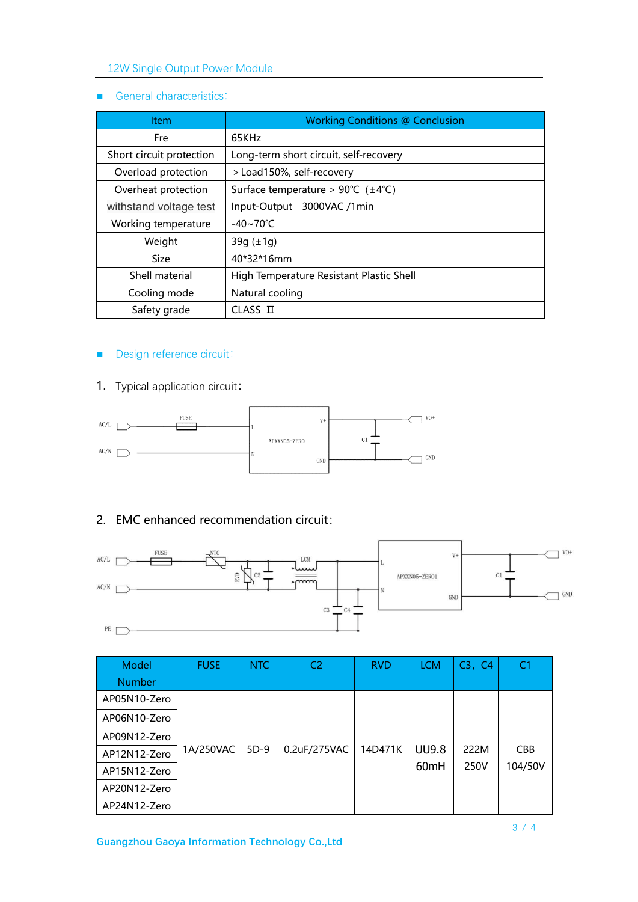## General characteristics:

| Item | Working Conditions @ Conclusion |
|---|---|
| Fre | 65KHz |
| Short circuit protection | Long-term short circuit, self-recovery |
| Overload protection | ＞Load150%, self-recovery |
| Overheat protection | Surface temperature > 90℃ (±4℃) |
| withstand voltage test | Input-Output 3000VAC /1min |
| Working temperature | -40~70℃ |
| Weight | 39g (±1g) |
| Size | 40*32*16mm |
| Shell material | High Temperature Resistant Plastic Shell |
| Cooling mode | Natural cooling |
| Safety grade | CLASS Ⅱ |

## Design reference circuit:

1. Typical application circuit:

AC/L — FUSE — L; AC/N — N; APXXN05-ZERO; V+ — C1 — VO+; GND — GND

2. EMC enhanced recommendation circuit:

AC/L — FUSE — NTC — RVD — C2 — LCM — L; AC/N — N; PE — C3, C4; APXXN05-ZERO1; V+ — C1 — VO+; GND — GND

| Model Number | FUSE | NTC | C2 | RVD | LCM | C3，C4 | C1 |
|---|---|---|---|---|---|---|---|
| AP05N10-Zero | 1A/250VAC | 5D-9 | 0.2uF/275VAC | 14D471K | UU9.8 60mH | 222M 250V | CBB 104/50V |
| AP06N10-Zero | | | | | | | |
| AP09N12-Zero | | | | | | | |
| AP12N12-Zero | | | | | | | |
| AP15N12-Zero | | | | | | | |
| AP20N12-Zero | | | | | | | |
| AP24N12-Zero | | | | | | | |

Guangzhou Gaoya Information Technology Co.,Ltd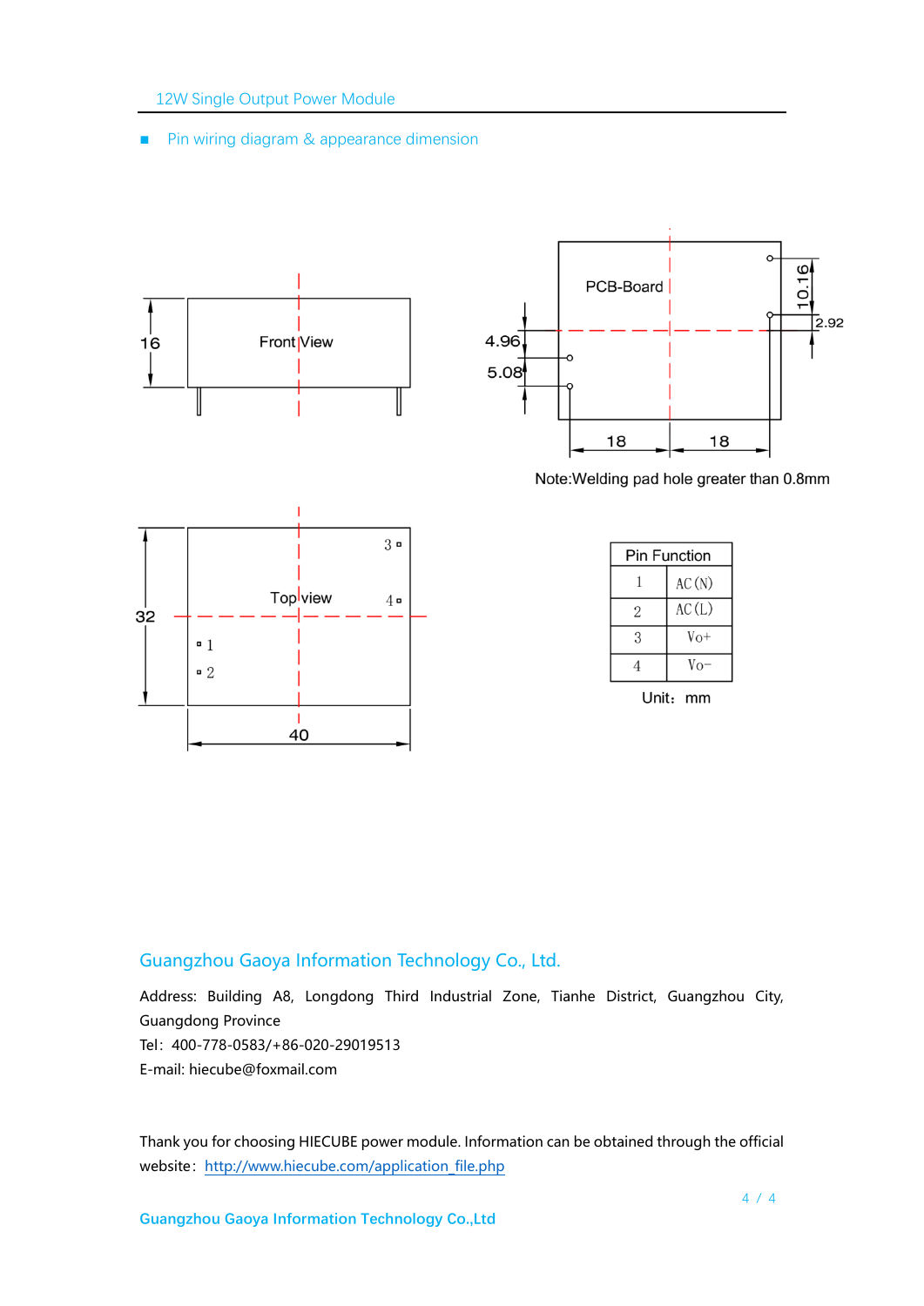■ Pin wiring diagram & appearance dimension

Front View

16

PCB-Board

4.96

5.08

10.16

2.92

18

18

Note:Welding pad hole greater than 0.8mm

Top view

32

40

| Pin Function | |
|---|---|
| 1 | AC (N) |
| 2 | AC (L) |
| 3 | Vo+ |
| 4 | Vo− |

Unit：mm

## Guangzhou Gaoya Information Technology Co., Ltd.

Address: Building A8, Longdong Third Industrial Zone, Tianhe District, Guangzhou City, Guangdong Province

Tel：400-778-0583/+86-020-29019513

E-mail: hiecube@foxmail.com

Thank you for choosing HIECUBE power module. Information can be obtained through the official website：http://www.hiecube.com/application_file.php